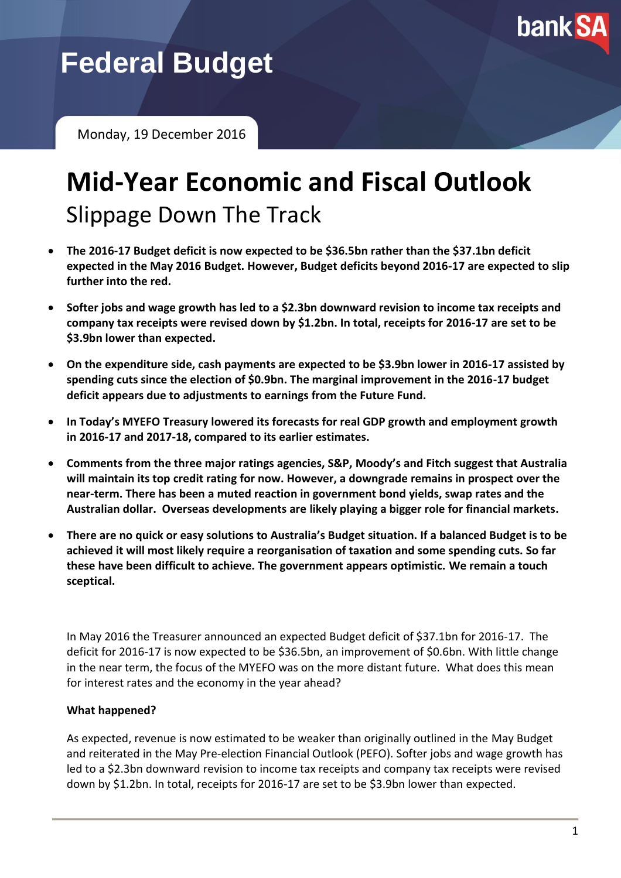# Federal Budget

Monday, 19 December 2016

# Mid-Year Economic and Fiscal Outlook

## Slippage Down The Track

- **The 2016-17 Budget deficit is now expected to be $36.5bn rather than the $37.1bn deficit expected in the May 2016 Budget. However, Budget deficits beyond 2016-17 are expected to slip further into the red.**
- **Softer jobs and wage growth has led to a $2.3bn downward revision to income tax receipts and company tax receipts were revised down by $1.2bn. In total, receipts for 2016-17 are set to be $3.9bn lower than expected.**
- **On the expenditure side, cash payments are expected to be $3.9bn lower in 2016-17 assisted by spending cuts since the election of $0.9bn. The marginal improvement in the 2016-17 budget deficit appears due to adjustments to earnings from the Future Fund.**
- **In Today's MYEFO Treasury lowered its forecasts for real GDP growth and employment growth in 2016-17 and 2017-18, compared to its earlier estimates.**
- **Comments from the three major ratings agencies, S&P, Moody's and Fitch suggest that Australia will maintain its top credit rating for now. However, a downgrade remains in prospect over the near-term. There has been a muted reaction in government bond yields, swap rates and the Australian dollar. Overseas developments are likely playing a bigger role for financial markets.**
- **There are no quick or easy solutions to Australia's Budget situation. If a balanced Budget is to be achieved it will most likely require a reorganisation of taxation and some spending cuts. So far these have been difficult to achieve. The government appears optimistic. We remain a touch sceptical.**

In May 2016 the Treasurer announced an expected Budget deficit of $37.1bn for 2016-17. The deficit for 2016-17 is now expected to be $36.5bn, an improvement of $0.6bn. With little change in the near term, the focus of the MYEFO was on the more distant future. What does this mean for interest rates and the economy in the year ahead?

**What happened?**

As expected, revenue is now estimated to be weaker than originally outlined in the May Budget and reiterated in the May Pre-election Financial Outlook (PEFO). Softer jobs and wage growth has led to a $2.3bn downward revision to income tax receipts and company tax receipts were revised down by $1.2bn. In total, receipts for 2016-17 are set to be $3.9bn lower than expected.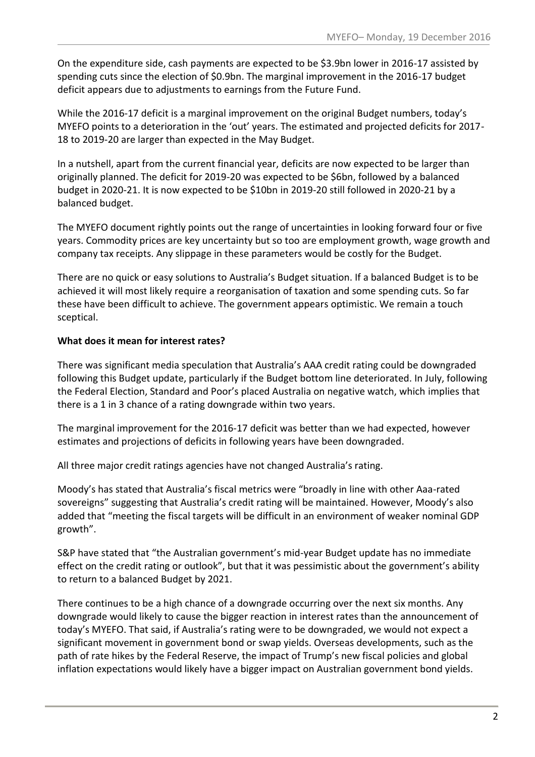On the expenditure side, cash payments are expected to be $3.9bn lower in 2016-17 assisted by spending cuts since the election of $0.9bn. The marginal improvement in the 2016-17 budget deficit appears due to adjustments to earnings from the Future Fund.

While the 2016-17 deficit is a marginal improvement on the original Budget numbers, today's MYEFO points to a deterioration in the 'out' years. The estimated and projected deficits for 2017-18 to 2019-20 are larger than expected in the May Budget.

In a nutshell, apart from the current financial year, deficits are now expected to be larger than originally planned. The deficit for 2019-20 was expected to be $6bn, followed by a balanced budget in 2020-21. It is now expected to be $10bn in 2019-20 still followed in 2020-21 by a balanced budget.

The MYEFO document rightly points out the range of uncertainties in looking forward four or five years. Commodity prices are key uncertainty but so too are employment growth, wage growth and company tax receipts. Any slippage in these parameters would be costly for the Budget.

There are no quick or easy solutions to Australia's Budget situation. If a balanced Budget is to be achieved it will most likely require a reorganisation of taxation and some spending cuts. So far these have been difficult to achieve. The government appears optimistic. We remain a touch sceptical.

**What does it mean for interest rates?**

There was significant media speculation that Australia's AAA credit rating could be downgraded following this Budget update, particularly if the Budget bottom line deteriorated. In July, following the Federal Election, Standard and Poor's placed Australia on negative watch, which implies that there is a 1 in 3 chance of a rating downgrade within two years.

The marginal improvement for the 2016-17 deficit was better than we had expected, however estimates and projections of deficits in following years have been downgraded.

All three major credit ratings agencies have not changed Australia's rating.

Moody's has stated that Australia's fiscal metrics were "broadly in line with other Aaa-rated sovereigns" suggesting that Australia's credit rating will be maintained. However, Moody's also added that "meeting the fiscal targets will be difficult in an environment of weaker nominal GDP growth".

S&P have stated that "the Australian government's mid-year Budget update has no immediate effect on the credit rating or outlook", but that it was pessimistic about the government's ability to return to a balanced Budget by 2021.

There continues to be a high chance of a downgrade occurring over the next six months. Any downgrade would likely to cause the bigger reaction in interest rates than the announcement of today's MYEFO. That said, if Australia's rating were to be downgraded, we would not expect a significant movement in government bond or swap yields. Overseas developments, such as the path of rate hikes by the Federal Reserve, the impact of Trump's new fiscal policies and global inflation expectations would likely have a bigger impact on Australian government bond yields.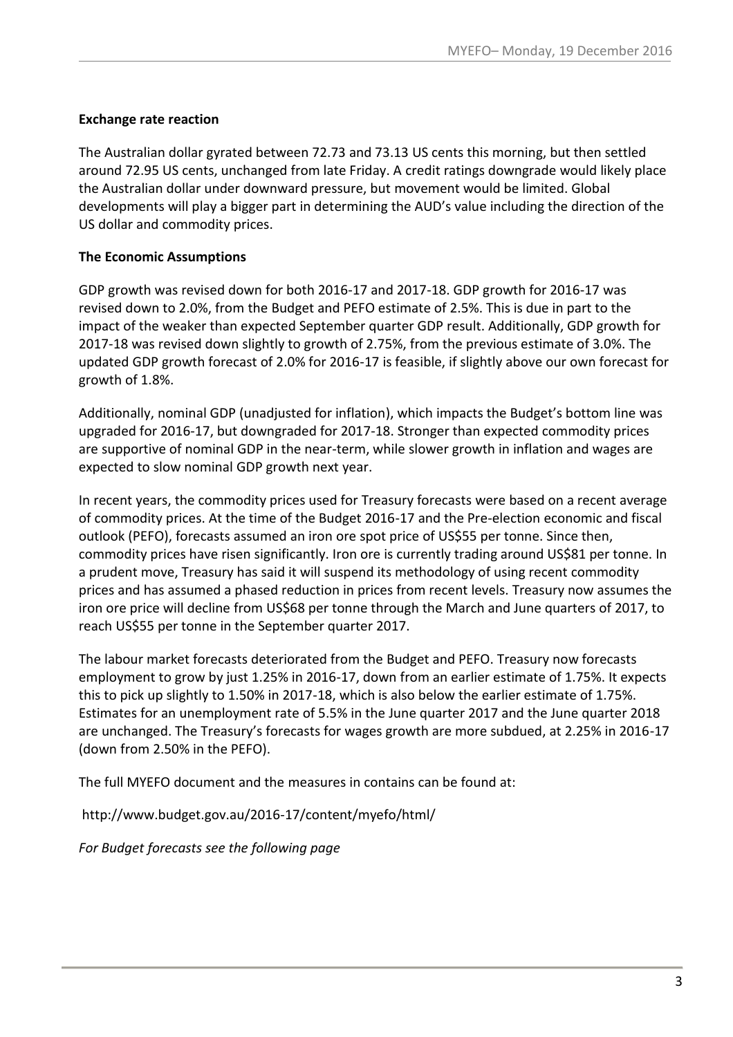**Exchange rate reaction**

The Australian dollar gyrated between 72.73 and 73.13 US cents this morning, but then settled around 72.95 US cents, unchanged from late Friday. A credit ratings downgrade would likely place the Australian dollar under downward pressure, but movement would be limited. Global developments will play a bigger part in determining the AUD's value including the direction of the US dollar and commodity prices.

**The Economic Assumptions**

GDP growth was revised down for both 2016-17 and 2017-18. GDP growth for 2016-17 was revised down to 2.0%, from the Budget and PEFO estimate of 2.5%. This is due in part to the impact of the weaker than expected September quarter GDP result. Additionally, GDP growth for 2017-18 was revised down slightly to growth of 2.75%, from the previous estimate of 3.0%. The updated GDP growth forecast of 2.0% for 2016-17 is feasible, if slightly above our own forecast for growth of 1.8%.

Additionally, nominal GDP (unadjusted for inflation), which impacts the Budget's bottom line was upgraded for 2016-17, but downgraded for 2017-18. Stronger than expected commodity prices are supportive of nominal GDP in the near-term, while slower growth in inflation and wages are expected to slow nominal GDP growth next year.

In recent years, the commodity prices used for Treasury forecasts were based on a recent average of commodity prices. At the time of the Budget 2016-17 and the Pre-election economic and fiscal outlook (PEFO), forecasts assumed an iron ore spot price of US$55 per tonne. Since then, commodity prices have risen significantly. Iron ore is currently trading around US$81 per tonne. In a prudent move, Treasury has said it will suspend its methodology of using recent commodity prices and has assumed a phased reduction in prices from recent levels. Treasury now assumes the iron ore price will decline from US$68 per tonne through the March and June quarters of 2017, to reach US$55 per tonne in the September quarter 2017.

The labour market forecasts deteriorated from the Budget and PEFO. Treasury now forecasts employment to grow by just 1.25% in 2016-17, down from an earlier estimate of 1.75%. It expects this to pick up slightly to 1.50% in 2017-18, which is also below the earlier estimate of 1.75%. Estimates for an unemployment rate of 5.5% in the June quarter 2017 and the June quarter 2018 are unchanged. The Treasury's forecasts for wages growth are more subdued, at 2.25% in 2016-17 (down from 2.50% in the PEFO).

The full MYEFO document and the measures in contains can be found at:

http://www.budget.gov.au/2016-17/content/myefo/html/

*For Budget forecasts see the following page*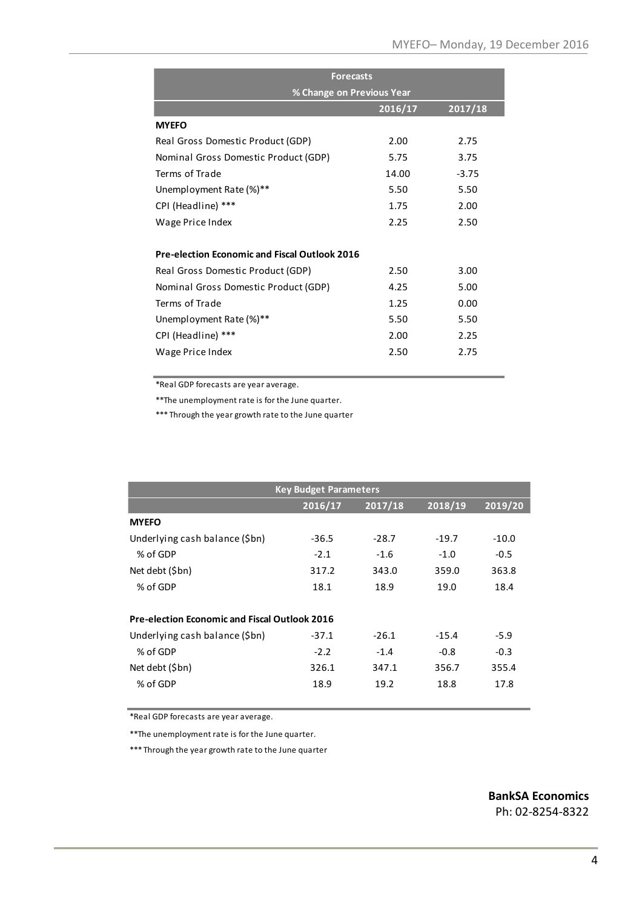| Forecasts<br>% Change on Previous Year | 2016/17 | 2017/18 |
|---|---|---|
| **MYEFO** | | |
| Real Gross Domestic Product (GDP) | 2.00 | 2.75 |
| Nominal Gross Domestic Product (GDP) | 5.75 | 3.75 |
| Terms of Trade | 14.00 | -3.75 |
| Unemployment Rate (%)** | 5.50 | 5.50 |
| CPI (Headline) *** | 1.75 | 2.00 |
| Wage Price Index | 2.25 | 2.50 |
| **Pre-election Economic and Fiscal Outlook 2016** | | |
| Real Gross Domestic Product (GDP) | 2.50 | 3.00 |
| Nominal Gross Domestic Product (GDP) | 4.25 | 5.00 |
| Terms of Trade | 1.25 | 0.00 |
| Unemployment Rate (%)** | 5.50 | 5.50 |
| CPI (Headline) *** | 2.00 | 2.25 |
| Wage Price Index | 2.50 | 2.75 |

*Real GDP forecasts are year average.

**The unemployment rate is for the June quarter.

*** Through the year growth rate to the June quarter

| Key Budget Parameters | 2016/17 | 2017/18 | 2018/19 | 2019/20 |
|---|---|---|---|---|
| **MYEFO** | | | | |
| Underlying cash balance ($bn) | -36.5 | -28.7 | -19.7 | -10.0 |
| % of GDP | -2.1 | -1.6 | -1.0 | -0.5 |
| Net debt ($bn) | 317.2 | 343.0 | 359.0 | 363.8 |
| % of GDP | 18.1 | 18.9 | 19.0 | 18.4 |
| **Pre-election Economic and Fiscal Outlook 2016** | | | | |
| Underlying cash balance ($bn) | -37.1 | -26.1 | -15.4 | -5.9 |
| % of GDP | -2.2 | -1.4 | -0.8 | -0.3 |
| Net debt ($bn) | 326.1 | 347.1 | 356.7 | 355.4 |
| % of GDP | 18.9 | 19.2 | 18.8 | 17.8 |

*Real GDP forecasts are year average.

**The unemployment rate is for the June quarter.

*** Through the year growth rate to the June quarter

**BankSA Economics**
Ph: 02-8254-8322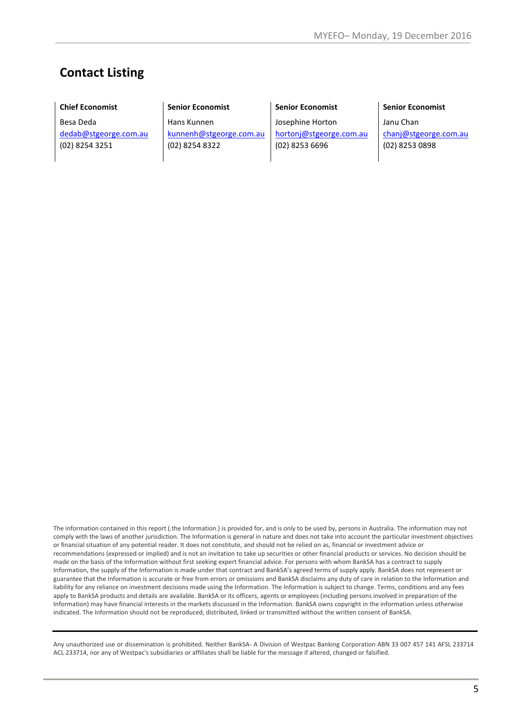## Contact Listing

| Chief Economist | Senior Economist | Senior Economist | Senior Economist |
|---|---|---|---|
| Besa Deda | Hans Kunnen | Josephine Horton | Janu Chan |
| dedab@stgeorge.com.au | kunnenh@stgeorge.com.au | hortonj@stgeorge.com.au | chanj@stgeorge.com.au |
| (02) 8254 3251 | (02) 8254 8322 | (02) 8253 6696 | (02) 8253 0898 |

The information contained in this report (.the Information.) is provided for, and is only to be used by, persons in Australia. The information may not comply with the laws of another jurisdiction. The Information is general in nature and does not take into account the particular investment objectives or financial situation of any potential reader. It does not constitute, and should not be relied on as, financial or investment advice or recommendations (expressed or implied) and is not an invitation to take up securities or other financial products or services. No decision should be made on the basis of the Information without first seeking expert financial advice. For persons with whom BankSA has a contract to supply Information, the supply of the Information is made under that contract and BankSA's agreed terms of supply apply. BankSA does not represent or guarantee that the Information is accurate or free from errors or omissions and BankSA disclaims any duty of care in relation to the Information and liability for any reliance on investment decisions made using the Information. The Information is subject to change. Terms, conditions and any fees apply to BankSA products and details are available. BankSA or its officers, agents or employees (including persons involved in preparation of the Information) may have financial interests in the markets discussed in the Information. BankSA owns copyright in the information unless otherwise indicated. The Information should not be reproduced, distributed, linked or transmitted without the written consent of BankSA.

Any unauthorized use or dissemination is prohibited. Neither BankSA- A Division of Westpac Banking Corporation ABN 33 007 457 141 AFSL 233714 ACL 233714, nor any of Westpac's subsidiaries or affiliates shall be liable for the message if altered, changed or falsified.